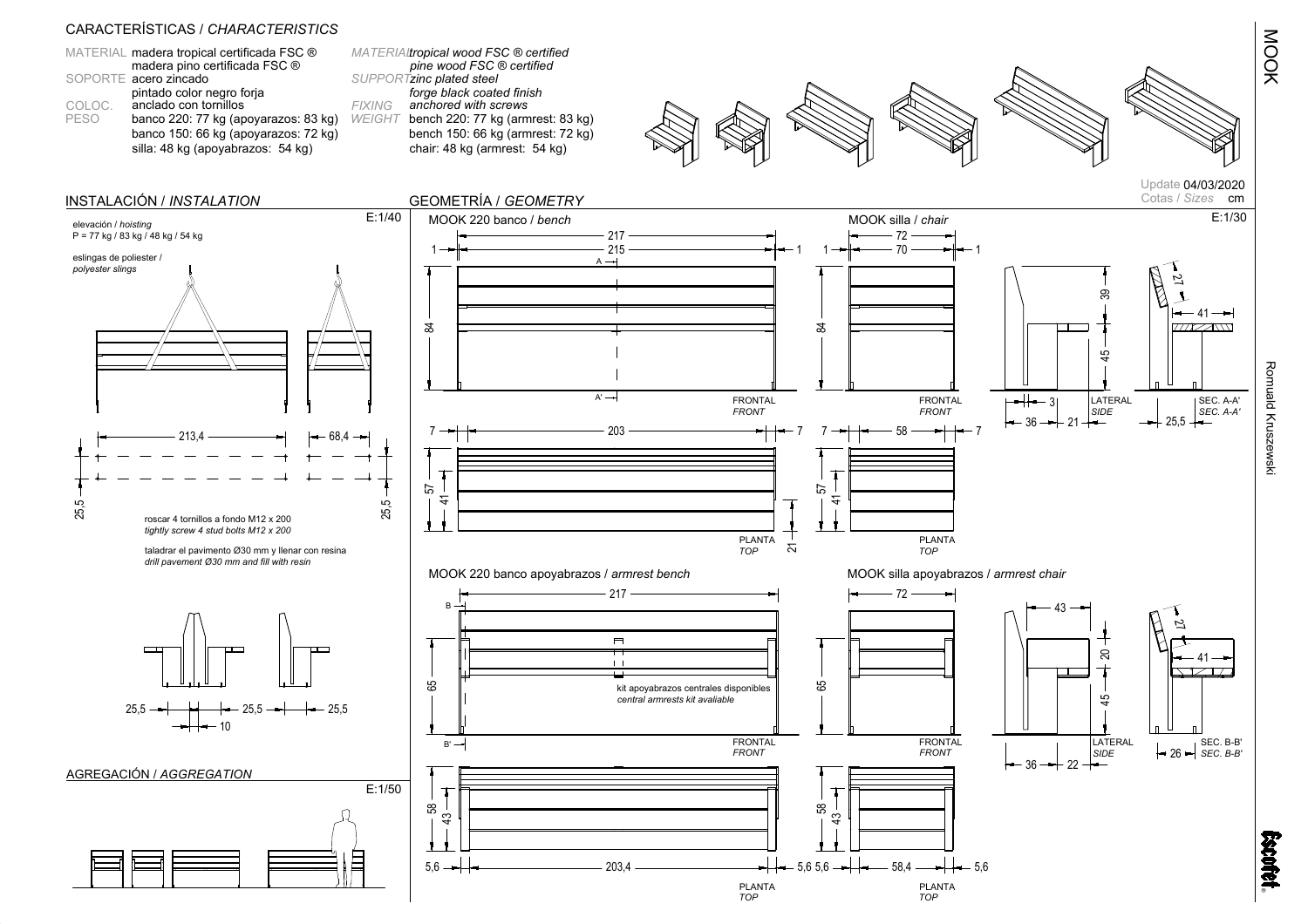# MOOK

## CARACTERÍSTICAS / *CHARACTERISTICS*

| | | | |
|---|---|---|---|
| MATERIAL | madera tropical certificada FSC ® madera pino certificada FSC ® | *MATERIAL* | *tropical wood FSC ® certified pine wood FSC ® certified* |
| SOPORTE | acero zincado pintado color negro forja | *SUPPORT* | *zinc plated steel forge black coated finish* |
| COLOC. | anclado con tornillos | *FIXING* | *anchored with screws* |
| PESO | banco 220: 77 kg (apoyarazos: 83 kg) banco 150: 66 kg (apoyarazos: 72 kg) silla: 48 kg (apoyabrazos: 54 kg) | *WEIGHT* | bench 220: 77 kg (armrest: 83 kg) bench 150: 66 kg (armrest: 72 kg) chair: 48 kg (armrest: 54 kg) |

Update 04/03/2020
Cotas / *Sizes* cm

## INSTALACIÓN / *INSTALATION*

E:1/40

elevación / *hoisting*
P = 77 kg / 83 kg / 48 kg / 54 kg

eslingas de poliester / *polyester slings*

213,4 — 68,4 — 25,5 — 25,5

roscar 4 tornillos a fondo M12 x 200
*tightly screw 4 stud bolts M12 x 200*

taladrar el pavimento Ø30 mm y llenar con resina
*drill pavement Ø30 mm and fill with resin*

25,5 — 10 — 25,5 — 25,5

## AGREGACIÓN / *AGGREGATION*

E:1/50

## GEOMETRÍA / *GEOMETRY*

E:1/30

### MOOK 220 banco / *bench*

FRONTAL / *FRONT*: 217 — 215 — 1 — 1 — 84 — A — A'

PLANTA / *TOP*: 203 — 7 — 7 — 57 — 41 — 21

### MOOK silla / *chair*

FRONTAL / *FRONT*: 72 — 70 — 1 — 1 — 84

PLANTA / *TOP*: 58 — 7 — 7 — 57 — 41

LATERAL / *SIDE*: 39 — 45 — 3 — 36 — 21

SEC. A-A' / *SEC. A-A'*: 27 — 41 — 25,5

### MOOK 220 banco apoyabrazos / *armrest bench*

FRONTAL / *FRONT*: 217 — 65 — B — B'

kit apoyabrazos centrales disponibles
*central armrests kit avaliable*

PLANTA / *TOP*: 203,4 — 5,6 — 5,6 — 58 — 43

### MOOK silla apoyabrazos / *armrest chair*

FRONTAL / *FRONT*: 72 — 65

PLANTA / *TOP*: 58,4 — 5,6 — 5,6 — 58 — 43

LATERAL / *SIDE*: 43 — 20 — 45 — 36 — 22

SEC. B-B' / *SEC. B-B'*: 27 — 41 — 26

Romuald Kruszewski

escofet ®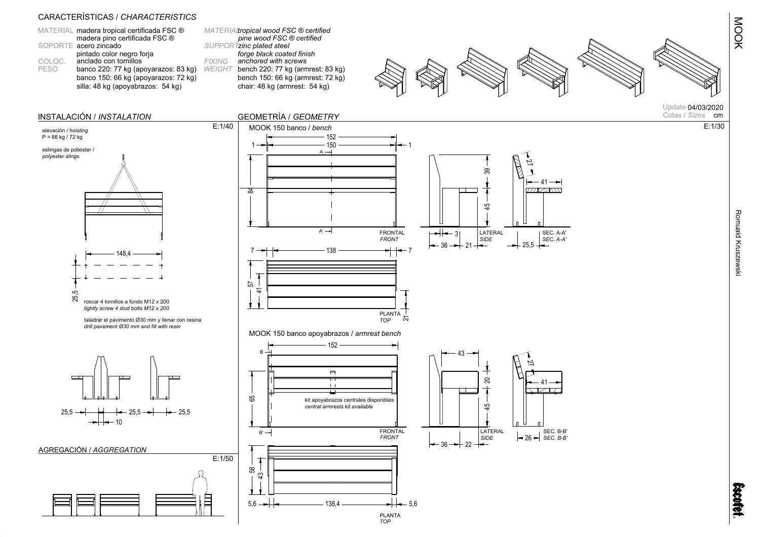# MOOK

Romuald Kruszewski

## CARACTERÍSTICAS / *CHARACTERISTICS*

| | | | |
|---|---|---|---|
| MATERIAL | madera tropical certificada FSC ® <br> madera pino certificada FSC ® | *MATERIAL* | *tropical wood FSC ® certified* <br> *pine wood FSC ® certified* |
| SOPORTE | acero zincado <br> pintado color negro forja | *SUPPORT* | *zinc plated steel* <br> *forge black coated finish* |
| COLOC. | anclado con tornillos | *FIXING* | *anchored with screws* |
| PESO | banco 220: 77 kg (apoyarazos: 83 kg) <br> banco 150: 66 kg (apoyabrazos: 72 kg) <br> silla: 48 kg (apoyabrazos: 54 kg) | *WEIGHT* | bench 220: 77 kg (armrest: 83 kg) <br> bench 150: 66 kg (armrest: 72 kg) <br> chair: 48 kg (armrest: 54 kg) |

Update 04/03/2020

Cotas / *Sizes* cm

## INSTALACIÓN / *INSTALATION*

E:1/40

elevación / *hoisting*
P = 66 kg / 72 kg

eslingas de poliester / *polyester slings*

148,4

25,5

roscar 4 tornillos a fondo M12 x 200
*tightly screw 4 stud bolts M12 x 200*

taladrar el pavimento Ø30 mm y llenar con resina
*drill pavement Ø30 mm and fill with resin*

25,5 — 25,5 — 25,5
10

## AGREGACIÓN / *AGGREGATION*

E:1/50

## GEOMETRÍA / *GEOMETRY*

E:1/30

### MOOK 150 banco / *bench*

152
1 — 150 — 1
A — A'
84
FRONTAL *FRONT*

39
45
3
36 — 21
LATERAL *SIDE*

27
41
25,5
SEC. A-A' *SEC. A-A'*

7 — 138 — 7
57
41
21
PLANTA *TOP*

### MOOK 150 banco apoyabrazos / *armrest bench*

152
B — B'
65
kit apoyabrazos centrales disponibles
*central armrests kit avaliable*
FRONTAL *FRONT*

43
20
45
36 — 22
LATERAL *SIDE*

27
41
26
SEC. B-B' *SEC. B-B'*

58
43
5,6 — 138,4 — 5,6
PLANTA *TOP*

escofet®